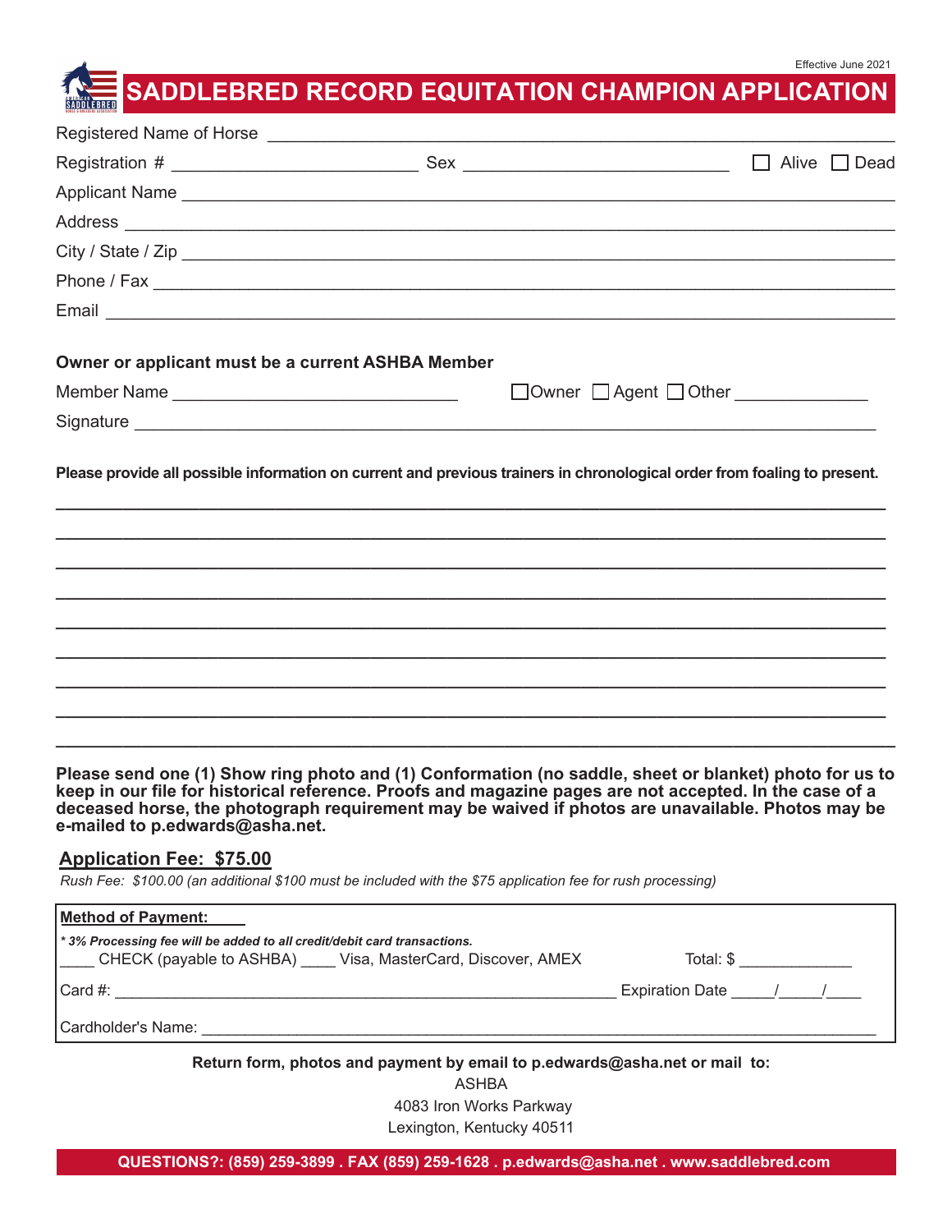Effective June 2021

# SADDLEBRED RECORD EQUITATION CHAMPION APPLICATION

Registered Name of Horse ____________________________________________

Registration # ______________________ Sex __________________________ ☐ Alive ☐ Dead

Applicant Name ____________________________________________

Address ____________________________________________

City / State / Zip ____________________________________________

Phone / Fax ____________________________________________

Email ____________________________________________

**Owner or applicant must be a current ASHBA Member**

Member Name ____________________________ ☐Owner ☐ Agent ☐ Other ____________

Signature ____________________________________________

**Please provide all possible information on current and previous trainers in chronological order from foaling to present.**

____________________________________________

____________________________________________

____________________________________________

____________________________________________

____________________________________________

____________________________________________

____________________________________________

____________________________________________

____________________________________________

**Please send one (1) Show ring photo and (1) Conformation (no saddle, sheet or blanket) photo for us to keep in our file for historical reference. Proofs and magazine pages are not accepted. In the case of a deceased horse, the photograph requirement may be waived if photos are unavailable. Photos may be e-mailed to p.edwards@asha.net.**

## Application Fee: $75.00

*Rush Fee: $100.00 (an additional $100 must be included with the $75 application fee for rush processing)*

**Method of Payment:**

***** 3% Processing fee will be added to all credit/debit card transactions.***

____ CHECK (payable to ASHBA) ____ Visa, MasterCard, Discover, AMEX Total: $ ____________

Card #: ________________________________________ Expiration Date _____/_____/____

Cardholder's Name: ________________________________________

**Return form, photos and payment by email to p.edwards@asha.net or mail to:**

ASHBA
4083 Iron Works Parkway
Lexington, Kentucky 40511

**QUESTIONS?: (859) 259-3899 . FAX (859) 259-1628 . p.edwards@asha.net . www.saddlebred.com**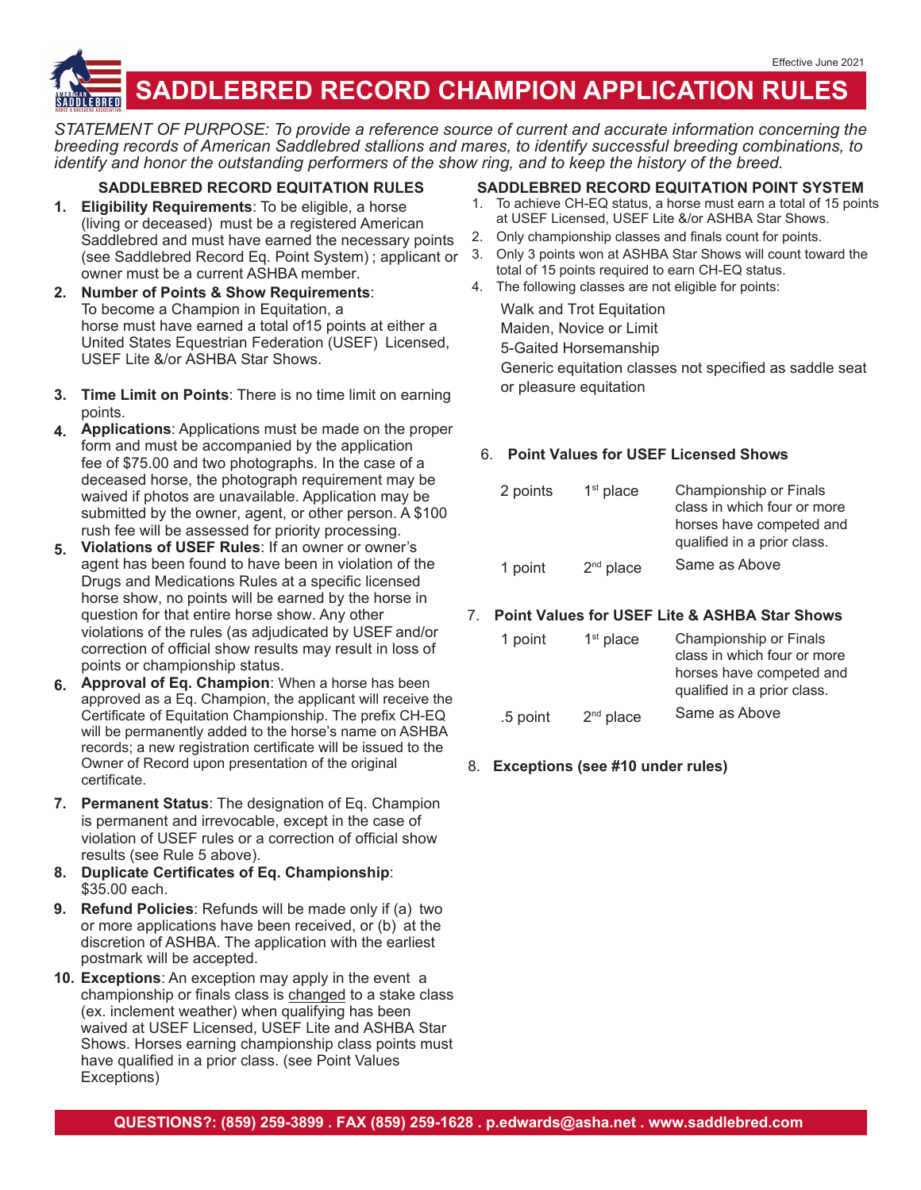Effective June 2021

# SADDLEBRED RECORD CHAMPION APPLICATION RULES

*STATEMENT OF PURPOSE: To provide a reference source of current and accurate information concerning the breeding records of American Saddlebred stallions and mares, to identify successful breeding combinations, to identify and honor the outstanding performers of the show ring, and to keep the history of the breed.*

## SADDLEBRED RECORD EQUITATION RULES

1. **Eligibility Requirements**: To be eligible, a horse (living or deceased) must be a registered American Saddlebred and must have earned the necessary points (see Saddlebred Record Eq. Point System) ; applicant or owner must be a current ASHBA member.
2. **Number of Points & Show Requirements**: To become a Champion in Equitation, a horse must have earned a total of15 points at either a United States Equestrian Federation (USEF) Licensed, USEF Lite &/or ASHBA Star Shows.
3. **Time Limit on Points**: There is no time limit on earning points.
4. **Applications**: Applications must be made on the proper form and must be accompanied by the application fee of $75.00 and two photographs. In the case of a deceased horse, the photograph requirement may be waived if photos are unavailable. Application may be submitted by the owner, agent, or other person. A $100 rush fee will be assessed for priority processing.
5. **Violations of USEF Rules**: If an owner or owner's agent has been found to have been in violation of the Drugs and Medications Rules at a specific licensed horse show, no points will be earned by the horse in question for that entire horse show. Any other violations of the rules (as adjudicated by USEF and/or correction of official show results may result in loss of points or championship status.
6. **Approval of Eq. Champion**: When a horse has been approved as a Eq. Champion, the applicant will receive the Certificate of Equitation Championship. The prefix CH-EQ will be permanently added to the horse's name on ASHBA records; a new registration certificate will be issued to the Owner of Record upon presentation of the original certificate.
7. **Permanent Status**: The designation of Eq. Champion is permanent and irrevocable, except in the case of violation of USEF rules or a correction of official show results (see Rule 5 above).
8. **Duplicate Certificates of Eq. Championship**: $35.00 each.
9. **Refund Policies**: Refunds will be made only if (a) two or more applications have been received, or (b) at the discretion of ASHBA. The application with the earliest postmark will be accepted.
10. **Exceptions**: An exception may apply in the event a championship or finals class is changed to a stake class (ex. inclement weather) when qualifying has been waived at USEF Licensed, USEF Lite and ASHBA Star Shows. Horses earning championship class points must have qualified in a prior class. (see Point Values Exceptions)

## SADDLEBRED RECORD EQUITATION POINT SYSTEM

1. To achieve CH-EQ status, a horse must earn a total of 15 points at USEF Licensed, USEF Lite &/or ASHBA Star Shows.
2. Only championship classes and finals count for points.
3. Only 3 points won at ASHBA Star Shows will count toward the total of 15 points required to earn CH-EQ status.
4. The following classes are not eligible for points:
   - Walk and Trot Equitation
   - Maiden, Novice or Limit
   - 5-Gaited Horsemanship
   - Generic equitation classes not specified as saddle seat or pleasure equitation

6. **Point Values for USEF Licensed Shows**

| | | |
|---|---|---|
| 2 points | 1st place | Championship or Finals class in which four or more horses have competed and qualified in a prior class. |
| 1 point | 2nd place | Same as Above |

7. **Point Values for USEF Lite & ASHBA Star Shows**

| | | |
|---|---|---|
| 1 point | 1st place | Championship or Finals class in which four or more horses have competed and qualified in a prior class. |
| .5 point | 2nd place | Same as Above |

8. **Exceptions (see #10 under rules)**

QUESTIONS?: (859) 259-3899 . FAX (859) 259-1628 . p.edwards@asha.net . www.saddlebred.com